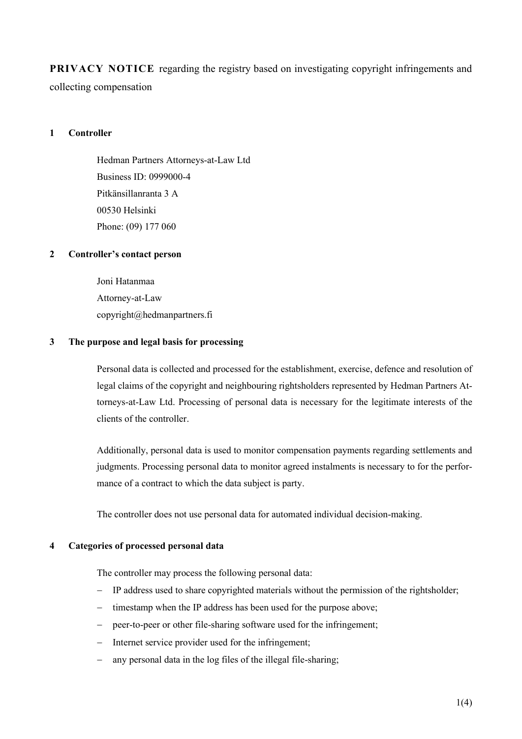**PRIVACY NOTICE** regarding the registry based on investigating copyright infringements and collecting compensation

## 1 Controller

Hedman Partners Attorneys-at-Law Ltd
Business ID: 0999000-4
Pitkänsillanranta 3 A
00530 Helsinki
Phone: (09) 177 060

## 2 Controller's contact person

Joni Hatanmaa
Attorney-at-Law
copyright@hedmanpartners.fi

## 3 The purpose and legal basis for processing

Personal data is collected and processed for the establishment, exercise, defence and resolution of legal claims of the copyright and neighbouring rightsholders represented by Hedman Partners Attorneys-at-Law Ltd. Processing of personal data is necessary for the legitimate interests of the clients of the controller.

Additionally, personal data is used to monitor compensation payments regarding settlements and judgments. Processing personal data to monitor agreed instalments is necessary to for the performance of a contract to which the data subject is party.

The controller does not use personal data for automated individual decision-making.

## 4 Categories of processed personal data

The controller may process the following personal data:

- IP address used to share copyrighted materials without the permission of the rightsholder;
- timestamp when the IP address has been used for the purpose above;
- peer-to-peer or other file-sharing software used for the infringement;
- Internet service provider used for the infringement;
- any personal data in the log files of the illegal file-sharing;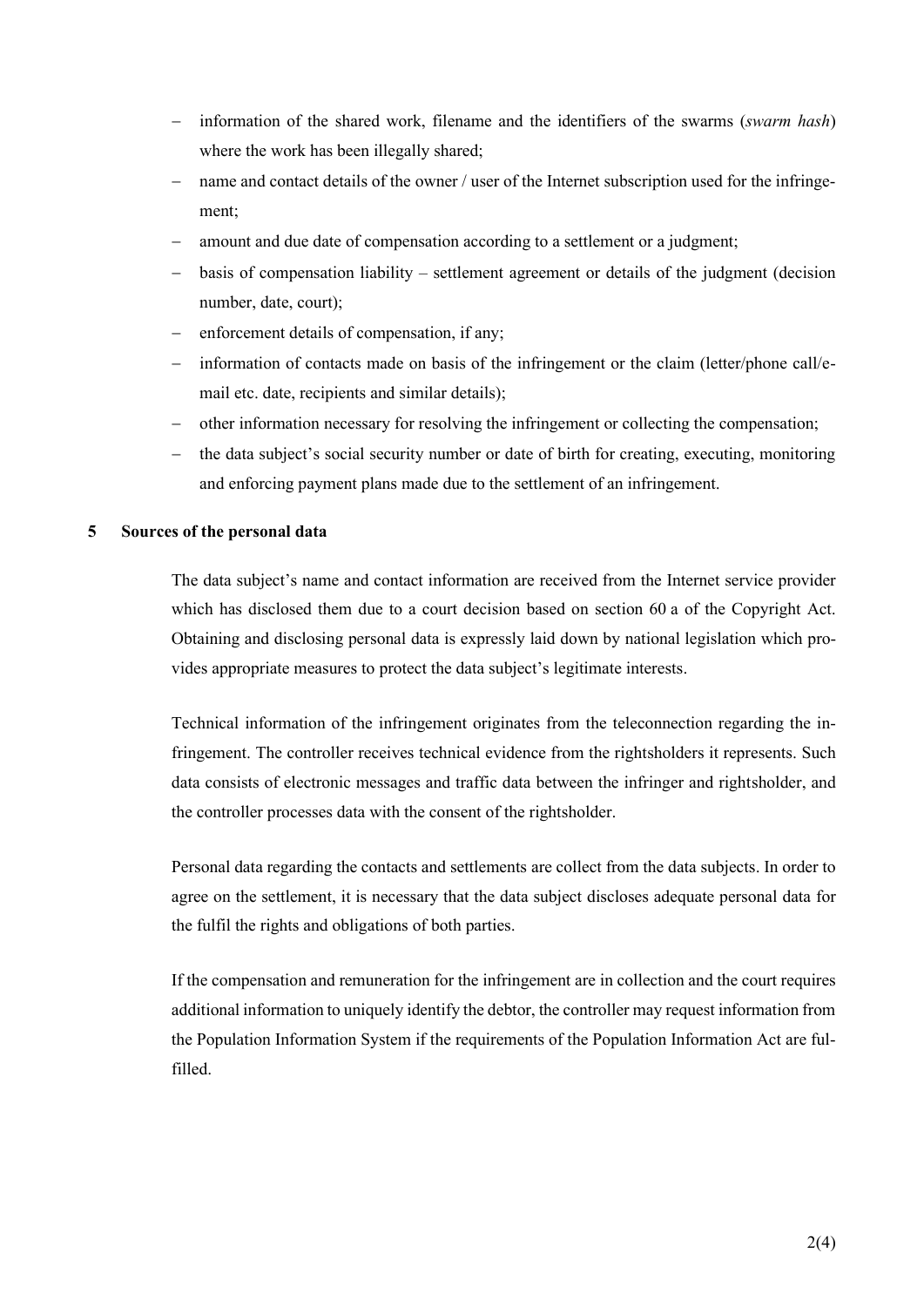- information of the shared work, filename and the identifiers of the swarms (*swarm hash*) where the work has been illegally shared;
- name and contact details of the owner / user of the Internet subscription used for the infringement;
- amount and due date of compensation according to a settlement or a judgment;
- basis of compensation liability – settlement agreement or details of the judgment (decision number, date, court);
- enforcement details of compensation, if any;
- information of contacts made on basis of the infringement or the claim (letter/phone call/e-mail etc. date, recipients and similar details);
- other information necessary for resolving the infringement or collecting the compensation;
- the data subject's social security number or date of birth for creating, executing, monitoring and enforcing payment plans made due to the settlement of an infringement.

## 5 Sources of the personal data

The data subject's name and contact information are received from the Internet service provider which has disclosed them due to a court decision based on section 60 a of the Copyright Act. Obtaining and disclosing personal data is expressly laid down by national legislation which provides appropriate measures to protect the data subject's legitimate interests.

Technical information of the infringement originates from the teleconnection regarding the infringement. The controller receives technical evidence from the rightsholders it represents. Such data consists of electronic messages and traffic data between the infringer and rightsholder, and the controller processes data with the consent of the rightsholder.

Personal data regarding the contacts and settlements are collect from the data subjects. In order to agree on the settlement, it is necessary that the data subject discloses adequate personal data for the fulfil the rights and obligations of both parties.

If the compensation and remuneration for the infringement are in collection and the court requires additional information to uniquely identify the debtor, the controller may request information from the Population Information System if the requirements of the Population Information Act are fulfilled.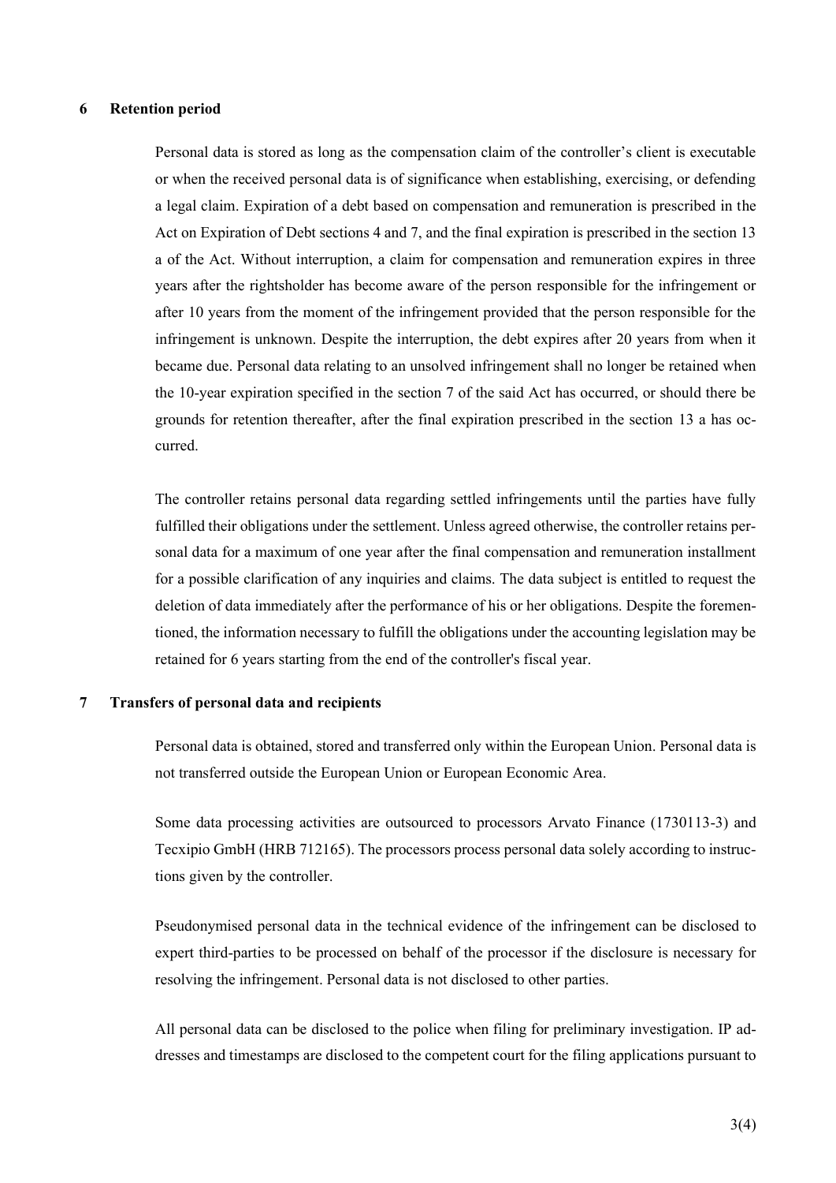## 6 Retention period

Personal data is stored as long as the compensation claim of the controller's client is executable or when the received personal data is of significance when establishing, exercising, or defending a legal claim. Expiration of a debt based on compensation and remuneration is prescribed in the Act on Expiration of Debt sections 4 and 7, and the final expiration is prescribed in the section 13 a of the Act. Without interruption, a claim for compensation and remuneration expires in three years after the rightsholder has become aware of the person responsible for the infringement or after 10 years from the moment of the infringement provided that the person responsible for the infringement is unknown. Despite the interruption, the debt expires after 20 years from when it became due. Personal data relating to an unsolved infringement shall no longer be retained when the 10-year expiration specified in the section 7 of the said Act has occurred, or should there be grounds for retention thereafter, after the final expiration prescribed in the section 13 a has occurred.

The controller retains personal data regarding settled infringements until the parties have fully fulfilled their obligations under the settlement. Unless agreed otherwise, the controller retains personal data for a maximum of one year after the final compensation and remuneration installment for a possible clarification of any inquiries and claims. The data subject is entitled to request the deletion of data immediately after the performance of his or her obligations. Despite the forementioned, the information necessary to fulfill the obligations under the accounting legislation may be retained for 6 years starting from the end of the controller's fiscal year.

## 7 Transfers of personal data and recipients

Personal data is obtained, stored and transferred only within the European Union. Personal data is not transferred outside the European Union or European Economic Area.

Some data processing activities are outsourced to processors Arvato Finance (1730113-3) and Tecxipio GmbH (HRB 712165). The processors process personal data solely according to instructions given by the controller.

Pseudonymised personal data in the technical evidence of the infringement can be disclosed to expert third-parties to be processed on behalf of the processor if the disclosure is necessary for resolving the infringement. Personal data is not disclosed to other parties.

All personal data can be disclosed to the police when filing for preliminary investigation. IP addresses and timestamps are disclosed to the competent court for the filing applications pursuant to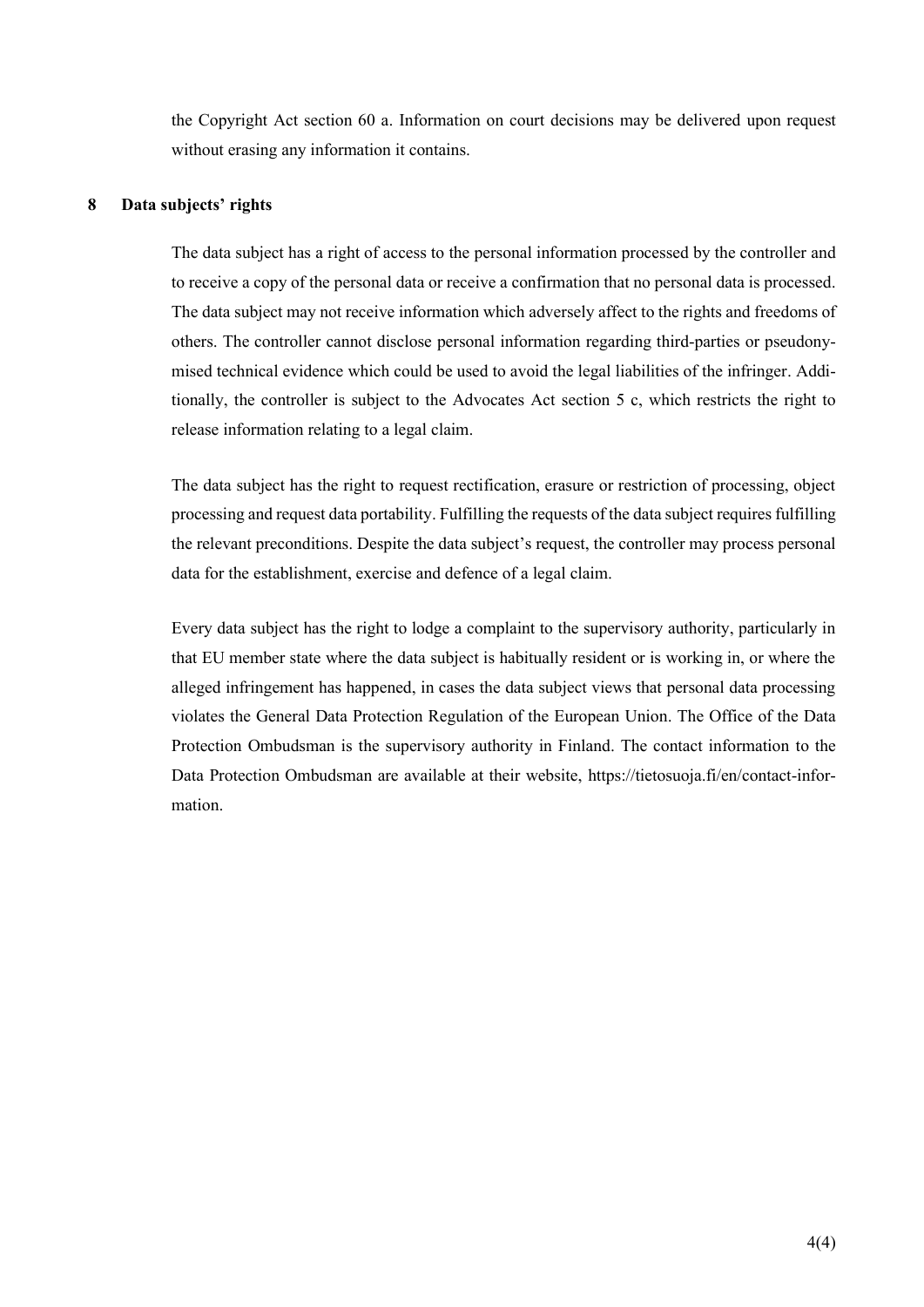the Copyright Act section 60 a. Information on court decisions may be delivered upon request without erasing any information it contains.

## 8 Data subjects' rights

The data subject has a right of access to the personal information processed by the controller and to receive a copy of the personal data or receive a confirmation that no personal data is processed. The data subject may not receive information which adversely affect to the rights and freedoms of others. The controller cannot disclose personal information regarding third-parties or pseudonymised technical evidence which could be used to avoid the legal liabilities of the infringer. Additionally, the controller is subject to the Advocates Act section 5 c, which restricts the right to release information relating to a legal claim.

The data subject has the right to request rectification, erasure or restriction of processing, object processing and request data portability. Fulfilling the requests of the data subject requires fulfilling the relevant preconditions. Despite the data subject's request, the controller may process personal data for the establishment, exercise and defence of a legal claim.

Every data subject has the right to lodge a complaint to the supervisory authority, particularly in that EU member state where the data subject is habitually resident or is working in, or where the alleged infringement has happened, in cases the data subject views that personal data processing violates the General Data Protection Regulation of the European Union. The Office of the Data Protection Ombudsman is the supervisory authority in Finland. The contact information to the Data Protection Ombudsman are available at their website, https://tietosuoja.fi/en/contact-information.